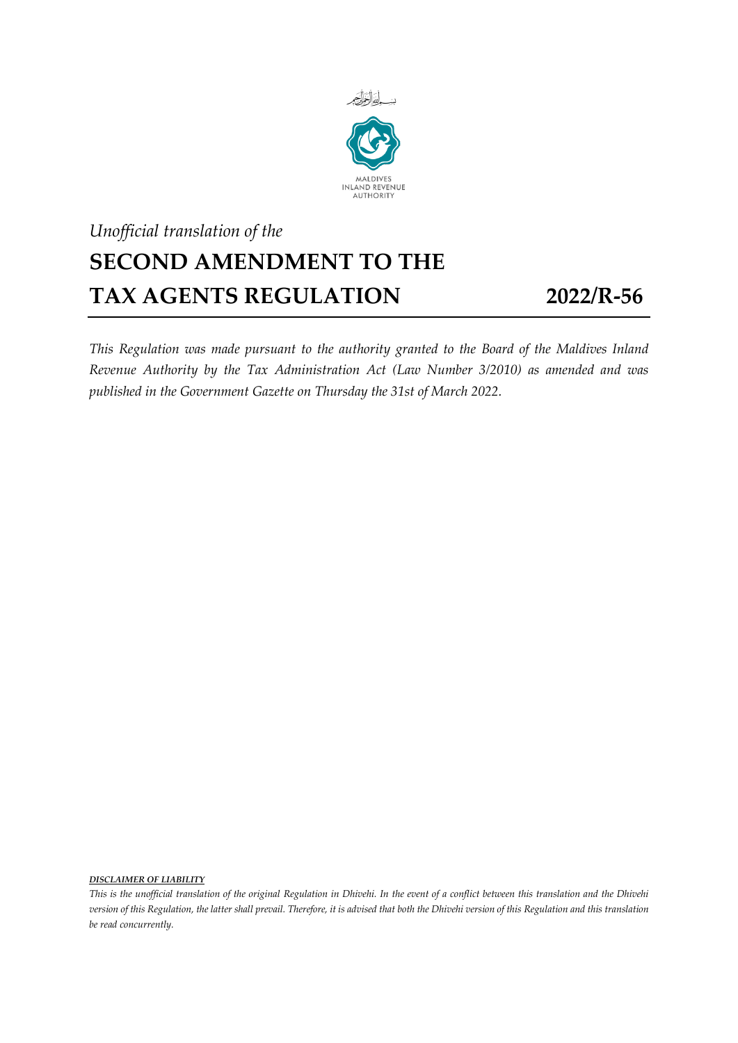بسم الله الرحمن الرحيم

MALDIVES
INLAND REVENUE
AUTHORITY

*Unofficial translation of the*

# SECOND AMENDMENT TO THE TAX AGENTS REGULATION 2022/R-56

*This Regulation was made pursuant to the authority granted to the Board of the Maldives Inland Revenue Authority by the Tax Administration Act (Law Number 3/2010) as amended and was published in the Government Gazette on Thursday the 31st of March 2022.*

***DISCLAIMER OF LIABILITY***

*This is the unofficial translation of the original Regulation in Dhivehi. In the event of a conflict between this translation and the Dhivehi version of this Regulation, the latter shall prevail. Therefore, it is advised that both the Dhivehi version of this Regulation and this translation be read concurrently.*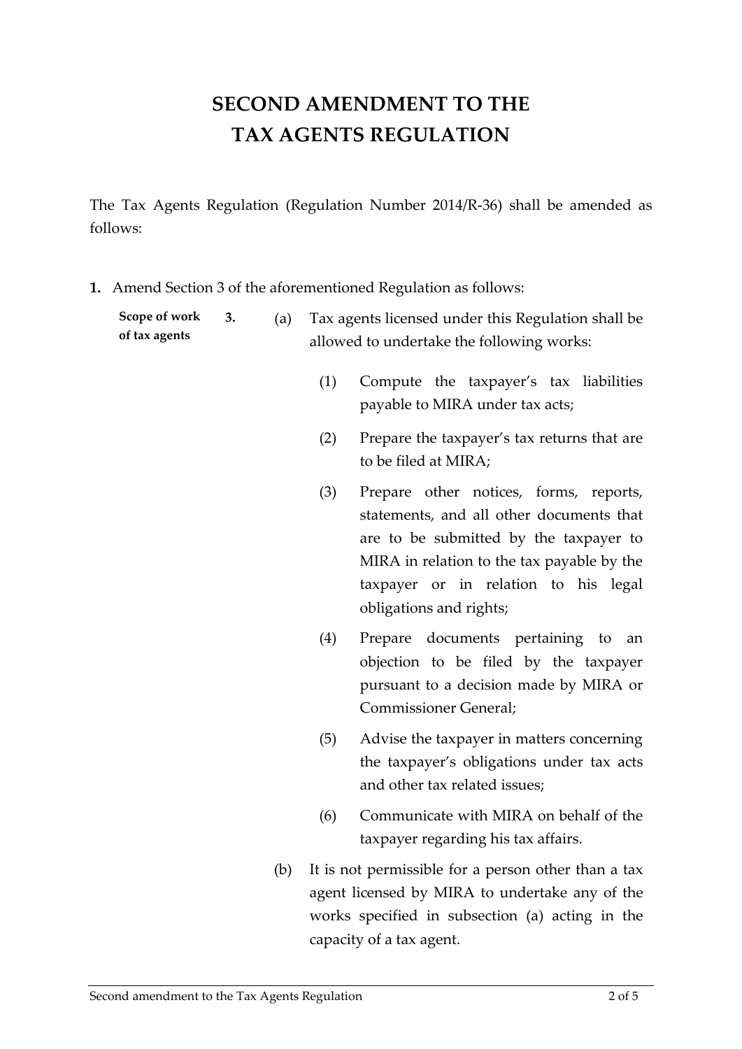# SECOND AMENDMENT TO THE TAX AGENTS REGULATION

The Tax Agents Regulation (Regulation Number 2014/R-36) shall be amended as follows:

**1.** Amend Section 3 of the aforementioned Regulation as follows:

**Scope of work of tax agents**

**3.** (a) Tax agents licensed under this Regulation shall be allowed to undertake the following works:

(1) Compute the taxpayer's tax liabilities payable to MIRA under tax acts;

(2) Prepare the taxpayer's tax returns that are to be filed at MIRA;

(3) Prepare other notices, forms, reports, statements, and all other documents that are to be submitted by the taxpayer to MIRA in relation to the tax payable by the taxpayer or in relation to his legal obligations and rights;

(4) Prepare documents pertaining to an objection to be filed by the taxpayer pursuant to a decision made by MIRA or Commissioner General;

(5) Advise the taxpayer in matters concerning the taxpayer's obligations under tax acts and other tax related issues;

(6) Communicate with MIRA on behalf of the taxpayer regarding his tax affairs.

(b) It is not permissible for a person other than a tax agent licensed by MIRA to undertake any of the works specified in subsection (a) acting in the capacity of a tax agent.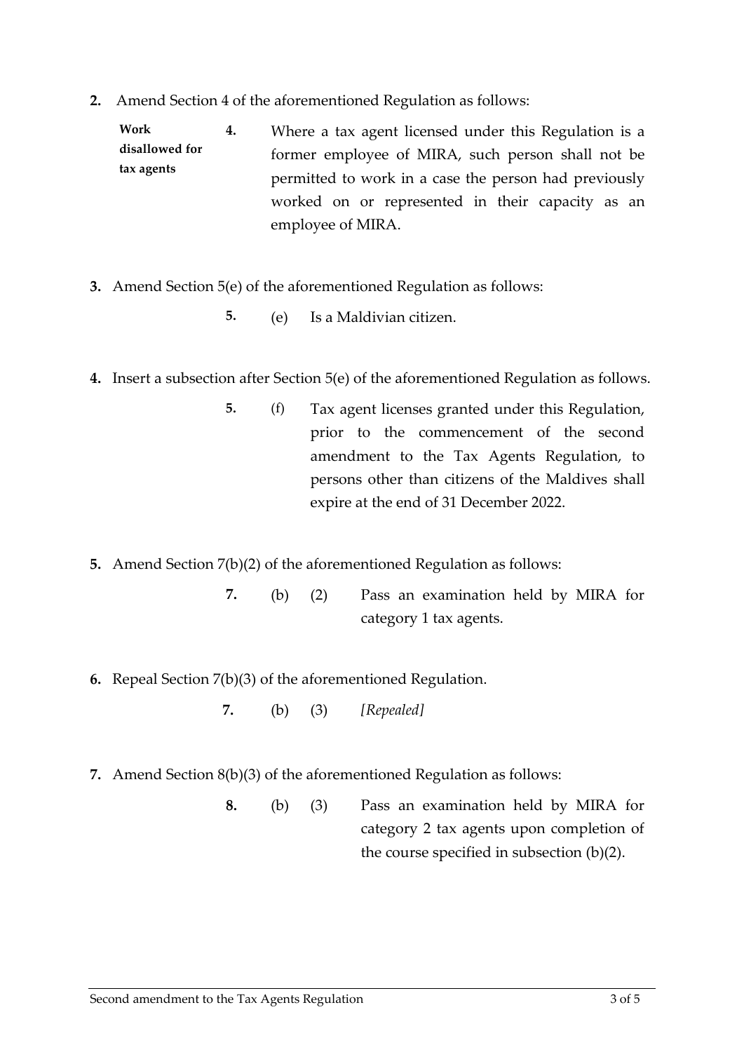**2.** Amend Section 4 of the aforementioned Regulation as follows:

**Work disallowed for tax agents**

**4.** Where a tax agent licensed under this Regulation is a former employee of MIRA, such person shall not be permitted to work in a case the person had previously worked on or represented in their capacity as an employee of MIRA.

**3.** Amend Section 5(e) of the aforementioned Regulation as follows:

**5.** (e) Is a Maldivian citizen.

**4.** Insert a subsection after Section 5(e) of the aforementioned Regulation as follows.

**5.** (f) Tax agent licenses granted under this Regulation, prior to the commencement of the second amendment to the Tax Agents Regulation, to persons other than citizens of the Maldives shall expire at the end of 31 December 2022.

**5.** Amend Section 7(b)(2) of the aforementioned Regulation as follows:

**7.** (b) (2) Pass an examination held by MIRA for category 1 tax agents.

**6.** Repeal Section 7(b)(3) of the aforementioned Regulation.

**7.** (b) (3) *[Repealed]*

**7.** Amend Section 8(b)(3) of the aforementioned Regulation as follows:

**8.** (b) (3) Pass an examination held by MIRA for category 2 tax agents upon completion of the course specified in subsection (b)(2).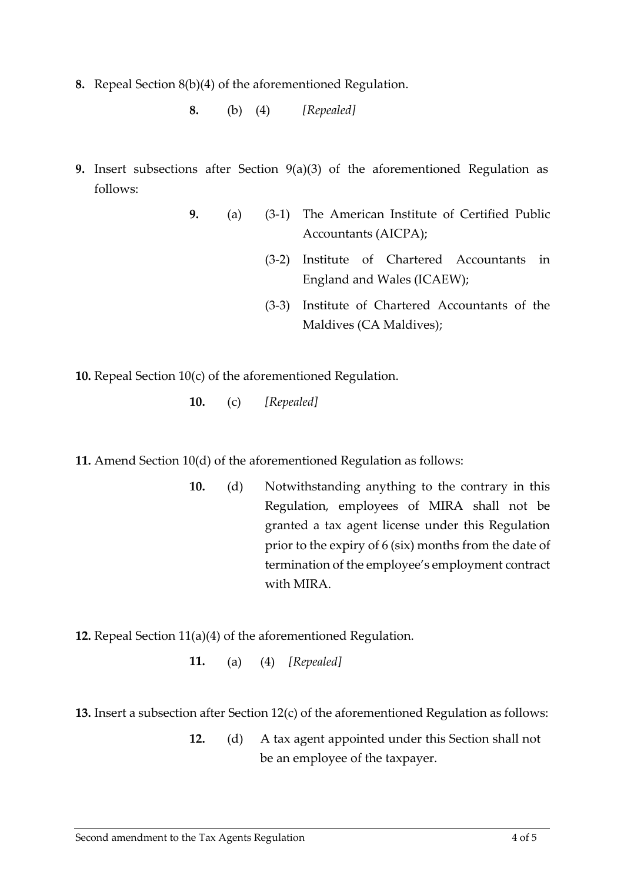**8.** Repeal Section 8(b)(4) of the aforementioned Regulation.

> **8.** (b) (4) *[Repealed]*

**9.** Insert subsections after Section 9(a)(3) of the aforementioned Regulation as follows:

> **9.** (a) (3-1) The American Institute of Certified Public Accountants (AICPA);
>
> (3-2) Institute of Chartered Accountants in England and Wales (ICAEW);
>
> (3-3) Institute of Chartered Accountants of the Maldives (CA Maldives);

**10.** Repeal Section 10(c) of the aforementioned Regulation.

> **10.** (c) *[Repealed]*

**11.** Amend Section 10(d) of the aforementioned Regulation as follows:

> **10.** (d) Notwithstanding anything to the contrary in this Regulation, employees of MIRA shall not be granted a tax agent license under this Regulation prior to the expiry of 6 (six) months from the date of termination of the employee's employment contract with MIRA.

**12.** Repeal Section 11(a)(4) of the aforementioned Regulation.

> **11.** (a) (4) *[Repealed]*

**13.** Insert a subsection after Section 12(c) of the aforementioned Regulation as follows:

> **12.** (d) A tax agent appointed under this Section shall not be an employee of the taxpayer.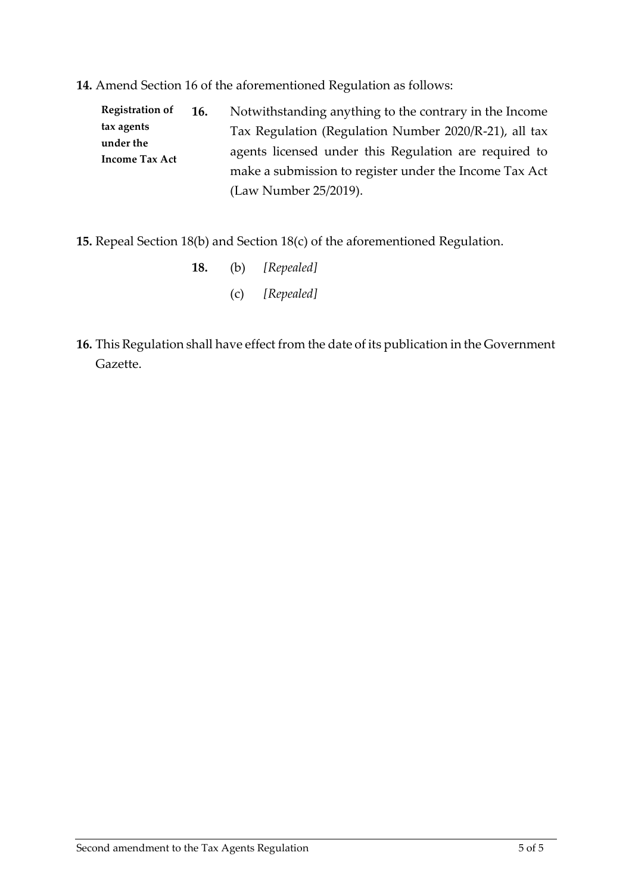**14.** Amend Section 16 of the aforementioned Regulation as follows:

> **Registration of tax agents under the Income Tax Act**
>
> **16.** Notwithstanding anything to the contrary in the Income Tax Regulation (Regulation Number 2020/R-21), all tax agents licensed under this Regulation are required to make a submission to register under the Income Tax Act (Law Number 25/2019).

**15.** Repeal Section 18(b) and Section 18(c) of the aforementioned Regulation.

> **18.** (b) *[Repealed]*
>
> (c) *[Repealed]*

**16.** This Regulation shall have effect from the date of its publication in the Government Gazette.